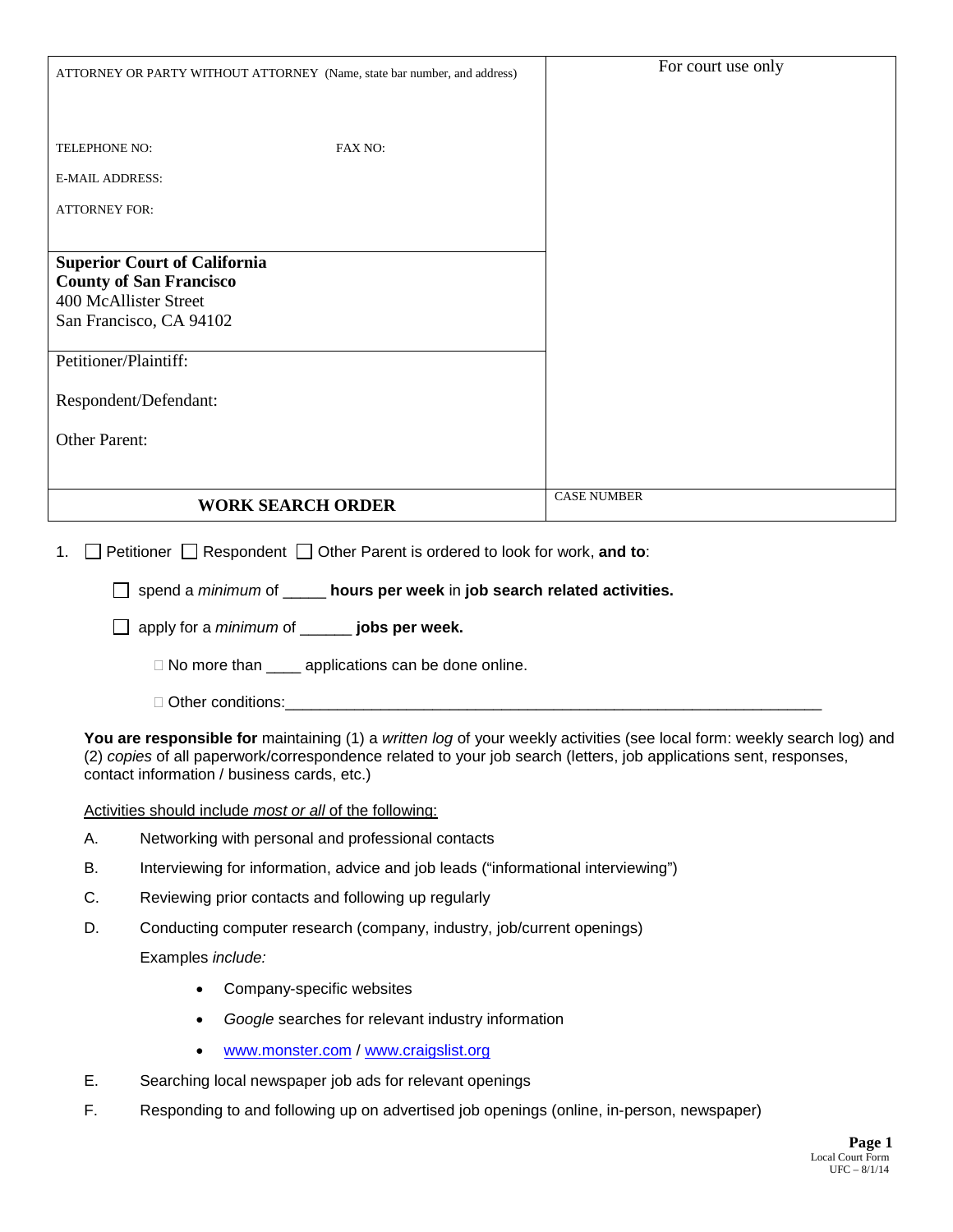| ATTORNEY OR PARTY WITHOUT ATTORNEY (Name, state bar number, and address) | For court use only |
|---|---|
| TELEPHONE NO: FAX NO: | |
| E-MAIL ADDRESS: | |
| ATTORNEY FOR: | |
| **Superior Court of California**<br>**County of San Francisco**<br>400 McAllister Street<br>San Francisco, CA 94102 | |
| Petitioner/Plaintiff:<br><br>Respondent/Defendant:<br><br>Other Parent: | |
| **WORK SEARCH ORDER** | CASE NUMBER |

1. ☐ Petitioner ☐ Respondent ☐ Other Parent is ordered to look for work, **and to**:

   ☐ spend a *minimum* of _____ **hours per week** in **job search related activities.**

   ☐ apply for a *minimum* of ______ **jobs per week.**

   ☐ No more than ____ applications can be done online.

   ☐ Other conditions:_________________________________________________________________

**You are responsible for** maintaining (1) a *written log* of your weekly activities (see local form: weekly search log) and (2) *copies* of all paperwork/correspondence related to your job search (letters, job applications sent, responses, contact information / business cards, etc.)

Activities should include *most or all* of the following:

A. Networking with personal and professional contacts

B. Interviewing for information, advice and job leads ("informational interviewing")

C. Reviewing prior contacts and following up regularly

D. Conducting computer research (company, industry, job/current openings)

   Examples *include:*

   - Company-specific websites
   - *Google* searches for relevant industry information
   - www.monster.com / www.craigslist.org

E. Searching local newspaper job ads for relevant openings

F. Responding to and following up on advertised job openings (online, in-person, newspaper)

Local Court Form
UFC – 8/1/14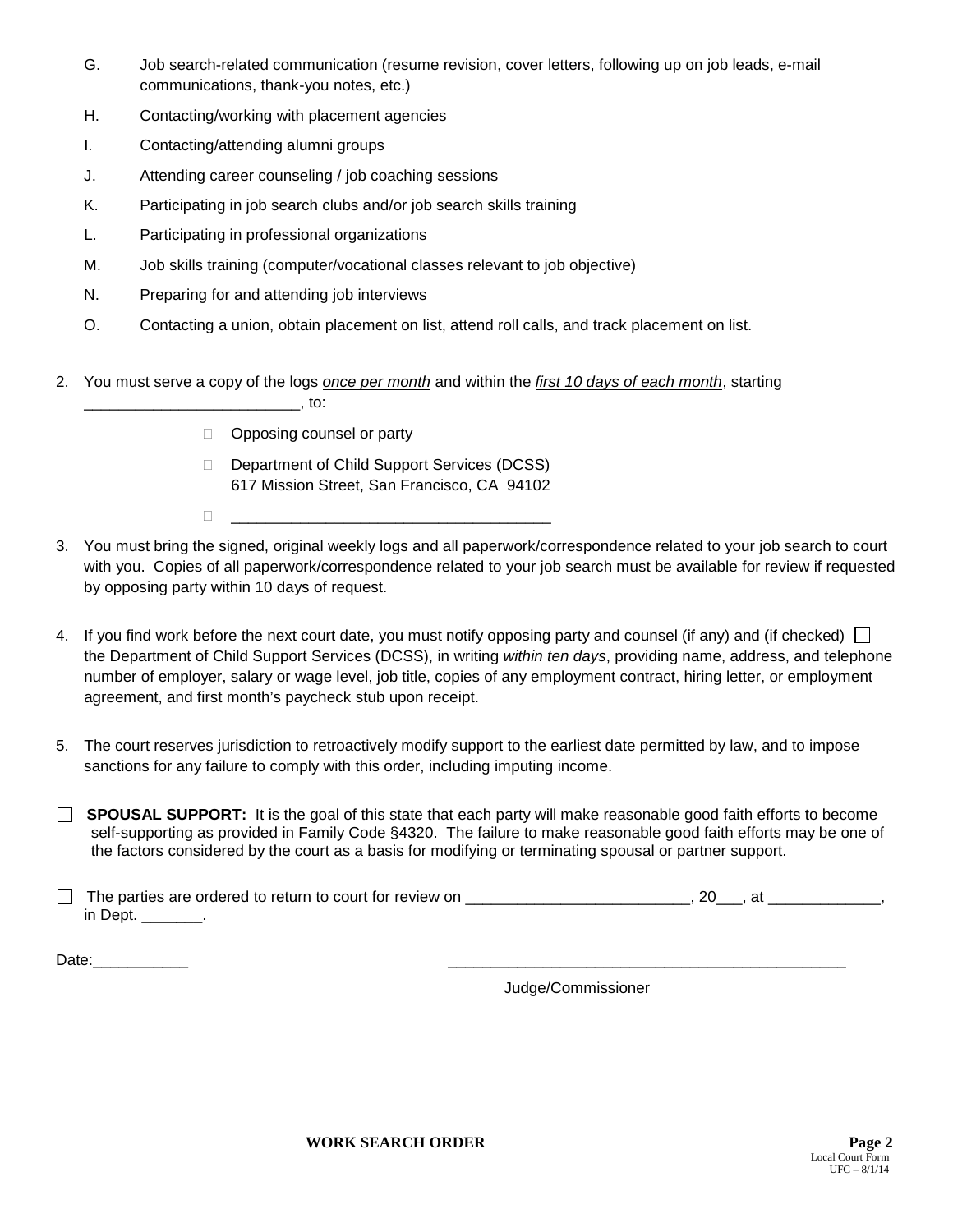G. Job search-related communication (resume revision, cover letters, following up on job leads, e-mail communications, thank-you notes, etc.)

H. Contacting/working with placement agencies

I. Contacting/attending alumni groups

J. Attending career counseling / job coaching sessions

K. Participating in job search clubs and/or job search skills training

L. Participating in professional organizations

M. Job skills training (computer/vocational classes relevant to job objective)

N. Preparing for and attending job interviews

O. Contacting a union, obtain placement on list, attend roll calls, and track placement on list.

2. You must serve a copy of the logs *once per month* and within the *first 10 days of each month*, starting _________________________, to:

   ☐ Opposing counsel or party

   ☐ Department of Child Support Services (DCSS)
   617 Mission Street, San Francisco, CA 94102

   ☐ _____________________________________

3. You must bring the signed, original weekly logs and all paperwork/correspondence related to your job search to court with you. Copies of all paperwork/correspondence related to your job search must be available for review if requested by opposing party within 10 days of request.

4. If you find work before the next court date, you must notify opposing party and counsel (if any) and (if checked) ☐ the Department of Child Support Services (DCSS), in writing *within ten days*, providing name, address, and telephone number of employer, salary or wage level, job title, copies of any employment contract, hiring letter, or employment agreement, and first month's paycheck stub upon receipt.

5. The court reserves jurisdiction to retroactively modify support to the earliest date permitted by law, and to impose sanctions for any failure to comply with this order, including imputing income.

☐ **SPOUSAL SUPPORT:** It is the goal of this state that each party will make reasonable good faith efforts to become self-supporting as provided in Family Code §4320. The failure to make reasonable good faith efforts may be one of the factors considered by the court as a basis for modifying or terminating spousal or partner support.

☐ The parties are ordered to return to court for review on __________________________, 20___, at _____________, in Dept. _______.

Date:___________

_______________________________________________
Judge/Commissioner

**WORK SEARCH ORDER**

Local Court Form
UFC – 8/1/14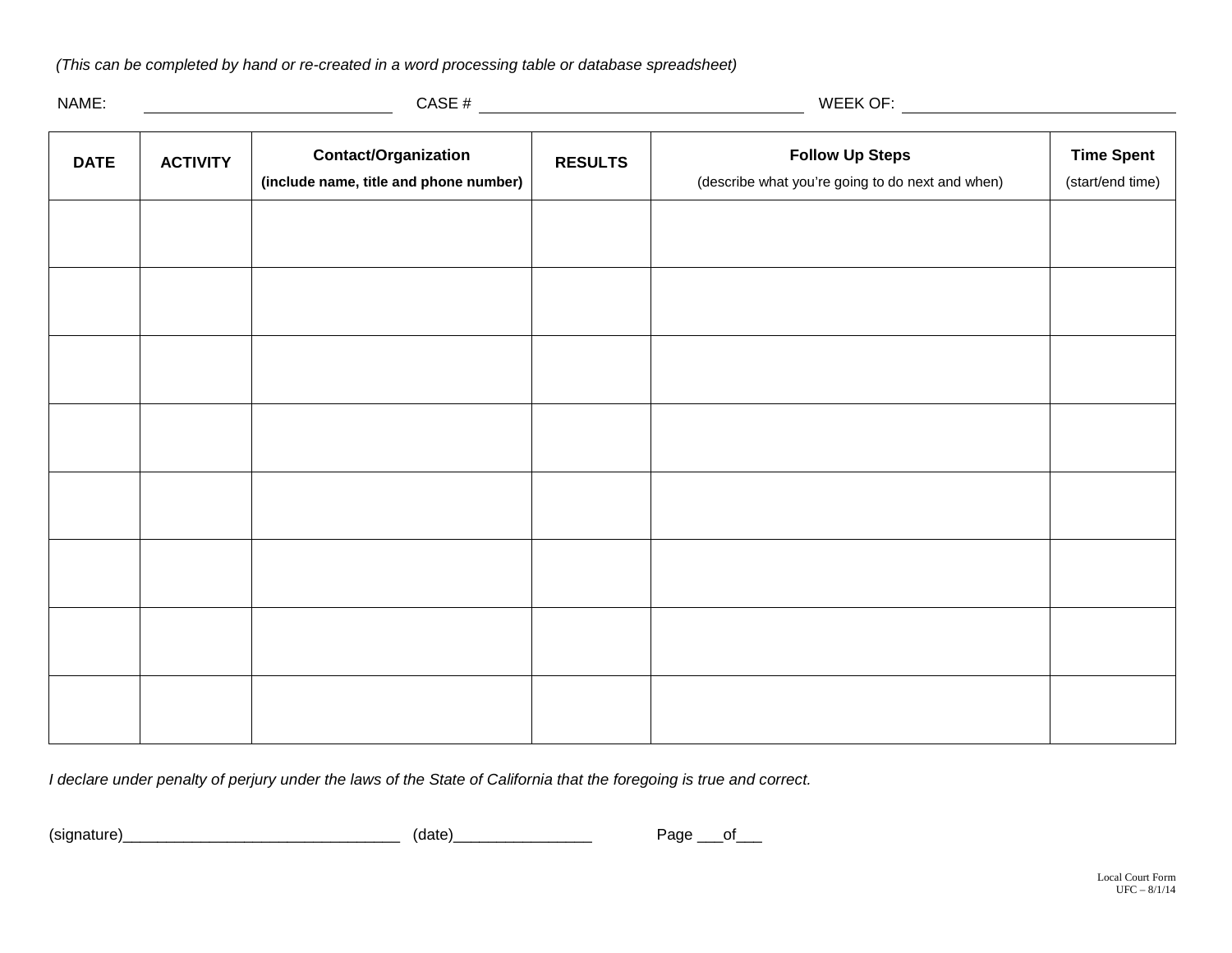*(This can be completed by hand or re-created in a word processing table or database spreadsheet)*

NAME: ____________________________ CASE # ____________________________________ WEEK OF: ______________________________

| **DATE** | **ACTIVITY** | **Contact/Organization** **(include name, title and phone number)** | **RESULTS** | **Follow Up Steps** (describe what you're going to do next and when) | **Time Spent** (start/end time) |
|---|---|---|---|---|---|
| | | | | | |
| | | | | | |
| | | | | | |
| | | | | | |
| | | | | | |
| | | | | | |
| | | | | | |
| | | | | | |

*I declare under penalty of perjury under the laws of the State of California that the foregoing is true and correct.*

(signature)________________________________ (date)________________ Page ___of___

Local Court Form
UFC – 8/1/14